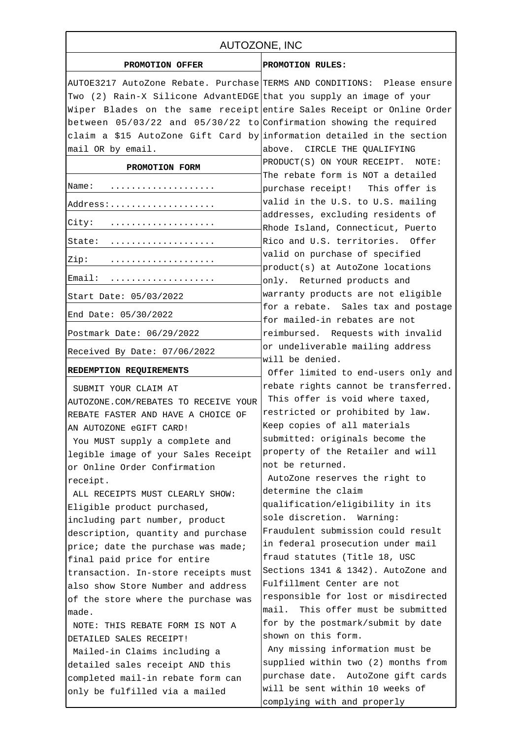# AUTOZONE, INC

## PROMOTION OFFER

AUTOE3217 AutoZone Rebate. Purchase Two (2) Rain-X Silicone AdvantEDGE Wiper Blades on the same receipt between 05/03/22 and 05/30/22 to claim a $15 AutoZone Gift Card by mail OR by email.

## PROMOTION FORM

| | |
|---|---|
| Name: | .................... |
| Address: | .................... |
| City: | .................... |
| State: | .................... |
| Zip: | .................... |
| Email: | .................... |
| Start Date: 05/03/2022 | |
| End Date: 05/30/2022 | |
| Postmark Date: 06/29/2022 | |
| Received By Date: 07/06/2022 | |

## REDEMPTION REQUIREMENTS

SUBMIT YOUR CLAIM AT AUTOZONE.COM/REBATES TO RECEIVE YOUR REBATE FASTER AND HAVE A CHOICE OF AN AUTOZONE eGIFT CARD!

You MUST supply a complete and legible image of your Sales Receipt or Online Order Confirmation receipt.

ALL RECEIPTS MUST CLEARLY SHOW: Eligible product purchased, including part number, product description, quantity and purchase price; date the purchase was made; final paid price for entire transaction. In-store receipts must also show Store Number and address of the store where the purchase was made.

NOTE: THIS REBATE FORM IS NOT A DETAILED SALES RECEIPT!

Mailed-in Claims including a detailed sales receipt AND this completed mail-in rebate form can only be fulfilled via a mailed

## PROMOTION RULES:

TERMS AND CONDITIONS: Please ensure that you supply an image of your entire Sales Receipt or Online Order Confirmation showing the required information detailed in the section above. CIRCLE THE QUALIFYING PRODUCT(S) ON YOUR RECEIPT. NOTE: The rebate form is NOT a detailed purchase receipt! This offer is valid in the U.S. to U.S. mailing addresses, excluding residents of Rhode Island, Connecticut, Puerto Rico and U.S. territories. Offer valid on purchase of specified product(s) at AutoZone locations only. Returned products and warranty products are not eligible for a rebate. Sales tax and postage for mailed-in rebates are not reimbursed. Requests with invalid or undeliverable mailing address will be denied.

Offer limited to end-users only and rebate rights cannot be transferred.

This offer is void where taxed, restricted or prohibited by law. Keep copies of all materials submitted: originals become the property of the Retailer and will not be returned.

AutoZone reserves the right to determine the claim qualification/eligibility in its sole discretion. Warning: Fraudulent submission could result in federal prosecution under mail fraud statutes (Title 18, USC Sections 1341 & 1342). AutoZone and Fulfillment Center are not responsible for lost or misdirected mail. This offer must be submitted for by the postmark/submit by date shown on this form.

Any missing information must be supplied within two (2) months from purchase date. AutoZone gift cards will be sent within 10 weeks of complying with and properly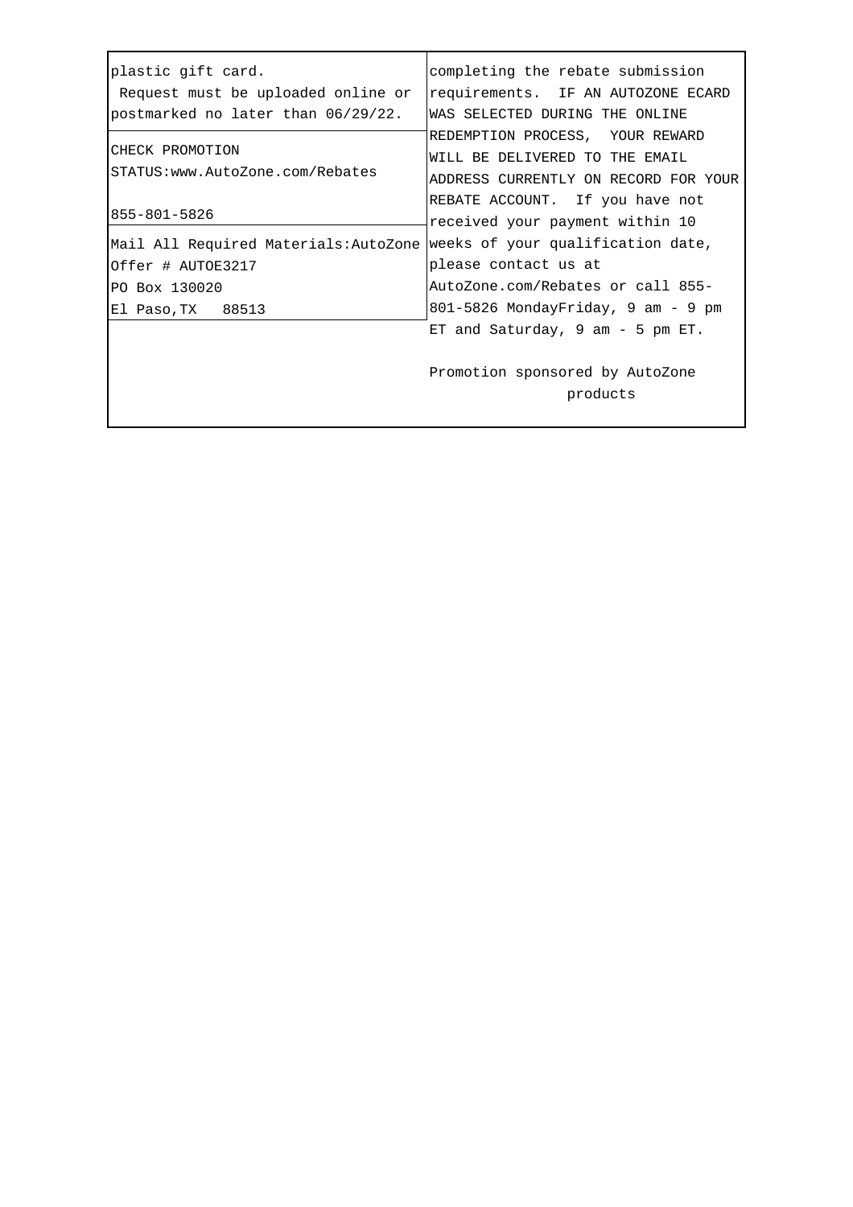plastic gift card.

Request must be uploaded online or postmarked no later than 06/29/22.

CHECK PROMOTION STATUS:www.AutoZone.com/Rebates

855-801-5826

Mail All Required Materials:AutoZone
Offer # AUTOE3217
PO Box 130020
El Paso,TX 88513

completing the rebate submission requirements. IF AN AUTOZONE ECARD WAS SELECTED DURING THE ONLINE REDEMPTION PROCESS, YOUR REWARD WILL BE DELIVERED TO THE EMAIL ADDRESS CURRENTLY ON RECORD FOR YOUR REBATE ACCOUNT. If you have not received your payment within 10 weeks of your qualification date, please contact us at AutoZone.com/Rebates or call 855-801-5826 MondayFriday, 9 am - 9 pm ET and Saturday, 9 am - 5 pm ET.

Promotion sponsored by AutoZone products